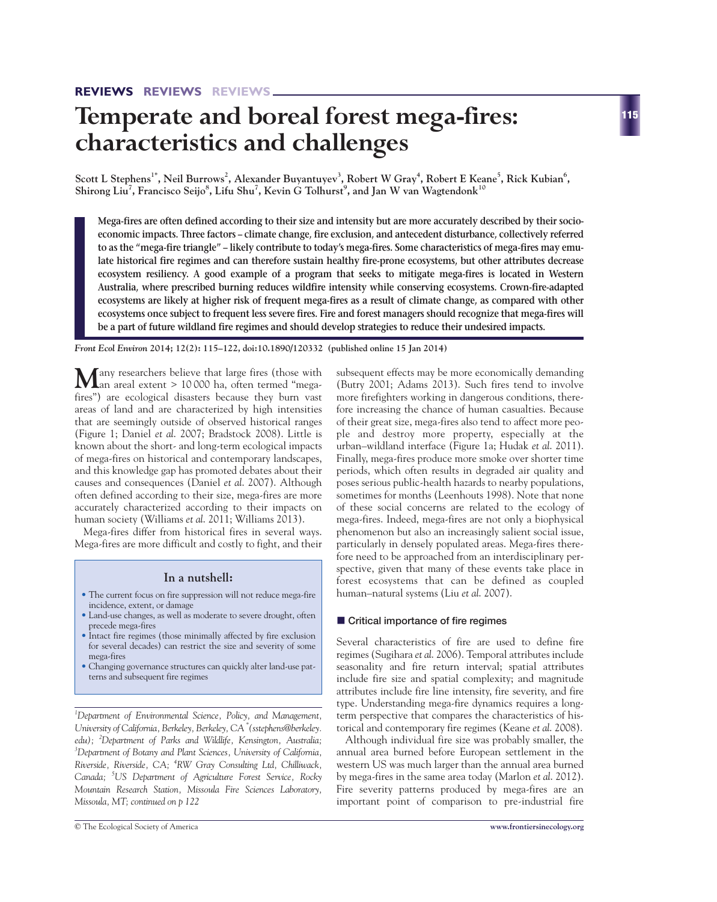REVIEWS REVIEWS REVIEWS

# Temperate and boreal forest mega-fires: characteristics and challenges

**Scott L Stephens[1*], Neil Burrows[2], Alexander Buyantuyev[3], Robert W Gray[4], Robert E Keane[5], Rick Kubian[6], Shirong Liu[7], Francisco Seijo[8], Lifu Shu[7], Kevin G Tolhurst[9], and Jan W van Wagtendonk[10]**

**Mega-fires are often defined according to their size and intensity but are more accurately described by their socioeconomic impacts. Three factors – climate change, fire exclusion, and antecedent disturbance, collectively referred to as the "mega-fire triangle" – likely contribute to today's mega-fires. Some characteristics of mega-fires may emulate historical fire regimes and can therefore sustain healthy fire-prone ecosystems, but other attributes decrease ecosystem resiliency. A good example of a program that seeks to mitigate mega-fires is located in Western Australia, where prescribed burning reduces wildfire intensity while conserving ecosystems. Crown-fire-adapted ecosystems are likely at higher risk of frequent mega-fires as a result of climate change, as compared with other ecosystems once subject to frequent less severe fires. Fire and forest managers should recognize that mega-fires will be a part of future wildland fire regimes and should develop strategies to reduce their undesired impacts.**

*Front Ecol Environ* **2014; 12(2): 115–122, doi:10.1890/120332 (published online 15 Jan 2014)**

Many researchers believe that large fires (those with an areal extent > 10 000 ha, often termed "mega-fires") are ecological disasters because they burn vast areas of land and are characterized by high intensities that are seemingly outside of observed historical ranges (Figure 1; Daniel *et al.* 2007; Bradstock 2008). Little is known about the short- and long-term ecological impacts of mega-fires on historical and contemporary landscapes, and this knowledge gap has promoted debates about their causes and consequences (Daniel *et al.* 2007). Although often defined according to their size, mega-fires are more accurately characterized according to their impacts on human society (Williams *et al.* 2011; Williams 2013).

Mega-fires differ from historical fires in several ways. Mega-fires are more difficult and costly to fight, and their subsequent effects may be more economically demanding (Butry 2001; Adams 2013). Such fires tend to involve more firefighters working in dangerous conditions, therefore increasing the chance of human casualties. Because of their great size, mega-fires also tend to affect more people and destroy more property, especially at the urban–wildland interface (Figure 1a; Hudak *et al.* 2011). Finally, mega-fires produce more smoke over shorter time periods, which often results in degraded air quality and poses serious public-health hazards to nearby populations, sometimes for months (Leenhouts 1998). Note that none of these social concerns are related to the ecology of mega-fires. Indeed, mega-fires are not only a biophysical phenomenon but also an increasingly salient social issue, particularly in densely populated areas. Mega-fires therefore need to be approached from an interdisciplinary perspective, given that many of these events take place in forest ecosystems that can be defined as coupled human–natural systems (Liu *et al.* 2007).

### In a nutshell:

- The current focus on fire suppression will not reduce mega-fire incidence, extent, or damage
- Land-use changes, as well as moderate to severe drought, often precede mega-fires
- Intact fire regimes (those minimally affected by fire exclusion for several decades) can restrict the size and severity of some mega-fires
- Changing governance structures can quickly alter land-use patterns and subsequent fire regimes

*[1]Department of Environmental Science, Policy, and Management, University of California, Berkeley, Berkeley, CA [*](sstephens@berkeley.edu); [2]Department of Parks and Wildlife, Kensington, Australia; [3]Department of Botany and Plant Sciences, University of California, Riverside, Riverside, CA; [4]RW Gray Consulting Ltd, Chilliwack, Canada; [5]US Department of Agriculture Forest Service, Rocky Mountain Research Station, Missoula Fire Sciences Laboratory, Missoula, MT; continued on p 122*

## Critical importance of fire regimes

Several characteristics of fire are used to define fire regimes (Sugihara *et al.* 2006). Temporal attributes include seasonality and fire return interval; spatial attributes include fire size and spatial complexity; and magnitude attributes include fire line intensity, fire severity, and fire type. Understanding mega-fire dynamics requires a long-term perspective that compares the characteristics of historical and contemporary fire regimes (Keane *et al.* 2008).

Although individual fire size was probably smaller, the annual area burned before European settlement in the western US was much larger than the annual area burned by mega-fires in the same area today (Marlon *et al.* 2012). Fire severity patterns produced by mega-fires are an important point of comparison to pre-industrial fire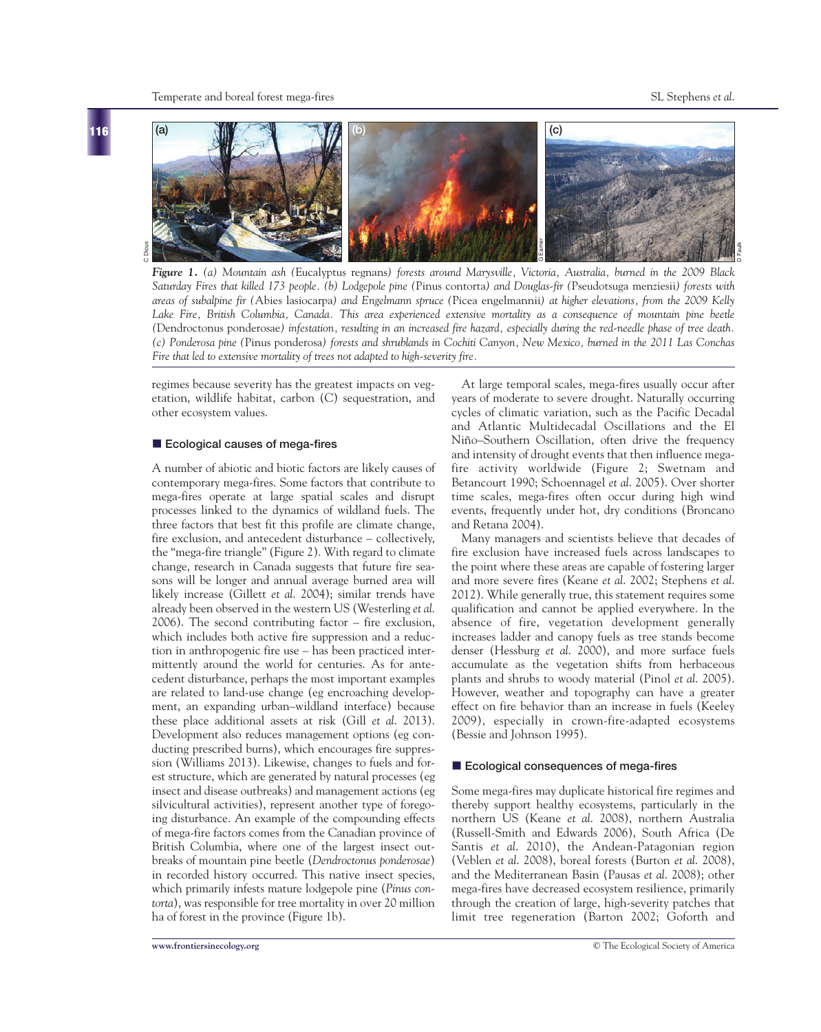*Figure 1. (a) Mountain ash (*Eucalyptus regnans*) forests around Marysville, Victoria, Australia, burned in the 2009 Black Saturday Fires that killed 173 people. (b) Lodgepole pine (*Pinus contorta*) and Douglas-fir (*Pseudotsuga menziesii*) forests with areas of subalpine fir (*Abies lasiocarpa*) and Engelmann spruce (*Picea engelmannii*) at higher elevations, from the 2009 Kelly Lake Fire, British Columbia, Canada. This area experienced extensive mortality as a consequence of mountain pine beetle (*Dendroctonus ponderosae*) infestation, resulting in an increased fire hazard, especially during the red-needle phase of tree death. (c) Ponderosa pine (*Pinus ponderosa*) forests and shrublands in Cochiti Canyon, New Mexico, burned in the 2011 Las Conchas Fire that led to extensive mortality of trees not adapted to high-severity fire.*

regimes because severity has the greatest impacts on vegetation, wildlife habitat, carbon (C) sequestration, and other ecosystem values.

## Ecological causes of mega-fires

A number of abiotic and biotic factors are likely causes of contemporary mega-fires. Some factors that contribute to mega-fires operate at large spatial scales and disrupt processes linked to the dynamics of wildland fuels. The three factors that best fit this profile are climate change, fire exclusion, and antecedent disturbance – collectively, the "mega-fire triangle" (Figure 2). With regard to climate change, research in Canada suggests that future fire seasons will be longer and annual average burned area will likely increase (Gillett *et al.* 2004); similar trends have already been observed in the western US (Westerling *et al.* 2006). The second contributing factor – fire exclusion, which includes both active fire suppression and a reduction in anthropogenic fire use – has been practiced intermittently around the world for centuries. As for antecedent disturbance, perhaps the most important examples are related to land-use change (eg encroaching development, an expanding urban–wildland interface) because these place additional assets at risk (Gill *et al.* 2013). Development also reduces management options (eg conducting prescribed burns), which encourages fire suppression (Williams 2013). Likewise, changes to fuels and forest structure, which are generated by natural processes (eg insect and disease outbreaks) and management actions (eg silvicultural activities), represent another type of foregoing disturbance. An example of the compounding effects of mega-fire factors comes from the Canadian province of British Columbia, where one of the largest insect outbreaks of mountain pine beetle (*Dendroctonus ponderosae*) in recorded history occurred. This native insect species, which primarily infests mature lodgepole pine (*Pinus contorta*), was responsible for tree mortality in over 20 million ha of forest in the province (Figure 1b).

At large temporal scales, mega-fires usually occur after years of moderate to severe drought. Naturally occurring cycles of climatic variation, such as the Pacific Decadal and Atlantic Multidecadal Oscillations and the El Niño–Southern Oscillation, often drive the frequency and intensity of drought events that then influence mega-fire activity worldwide (Figure 2; Swetnam and Betancourt 1990; Schoennagel *et al.* 2005). Over shorter time scales, mega-fires often occur during high wind events, frequently under hot, dry conditions (Broncano and Retana 2004).

Many managers and scientists believe that decades of fire exclusion have increased fuels across landscapes to the point where these areas are capable of fostering larger and more severe fires (Keane *et al.* 2002; Stephens *et al.* 2012). While generally true, this statement requires some qualification and cannot be applied everywhere. In the absence of fire, vegetation development generally increases ladder and canopy fuels as tree stands become denser (Hessburg *et al.* 2000), and more surface fuels accumulate as the vegetation shifts from herbaceous plants and shrubs to woody material (Pinol *et al.* 2005). However, weather and topography can have a greater effect on fire behavior than an increase in fuels (Keeley 2009), especially in crown-fire-adapted ecosystems (Bessie and Johnson 1995).

## Ecological consequences of mega-fires

Some mega-fires may duplicate historical fire regimes and thereby support healthy ecosystems, particularly in the northern US (Keane *et al.* 2008), northern Australia (Russell-Smith and Edwards 2006), South Africa (De Santis *et al.* 2010), the Andean-Patagonian region (Veblen *et al.* 2008), boreal forests (Burton *et al.* 2008), and the Mediterranean Basin (Pausas *et al.* 2008); other mega-fires have decreased ecosystem resilience, primarily through the creation of large, high-severity patches that limit tree regeneration (Barton 2002; Goforth and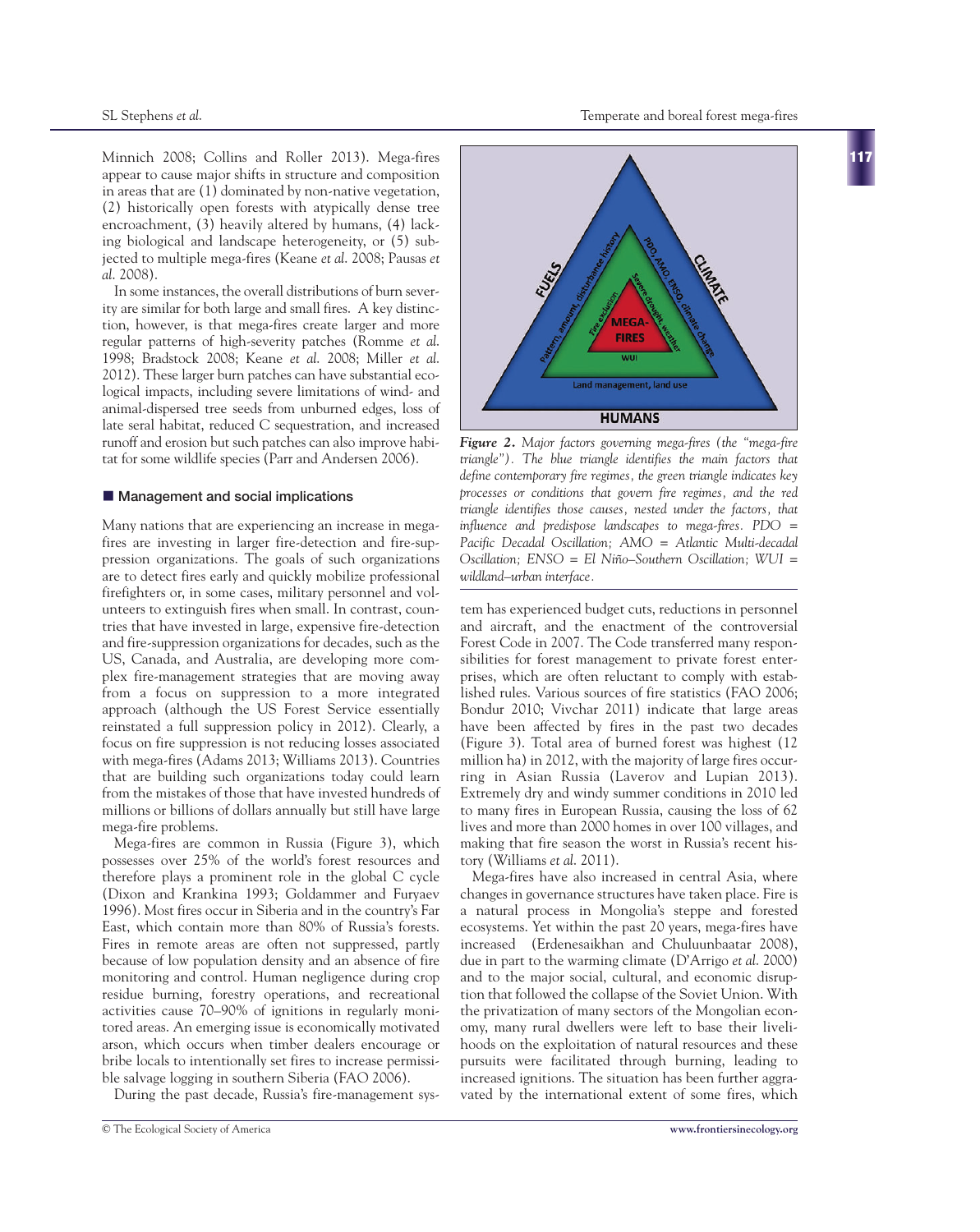Minnich 2008; Collins and Roller 2013). Mega-fires appear to cause major shifts in structure and composition in areas that are (1) dominated by non-native vegetation, (2) historically open forests with atypically dense tree encroachment, (3) heavily altered by humans, (4) lacking biological and landscape heterogeneity, or (5) subjected to multiple mega-fires (Keane *et al*. 2008; Pausas *et al*. 2008).

In some instances, the overall distributions of burn severity are similar for both large and small fires. A key distinction, however, is that mega-fires create larger and more regular patterns of high-severity patches (Romme *et al*. 1998; Bradstock 2008; Keane *et al*. 2008; Miller *et al*. 2012). These larger burn patches can have substantial ecological impacts, including severe limitations of wind- and animal-dispersed tree seeds from unburned edges, loss of late seral habitat, reduced C sequestration, and increased runoff and erosion but such patches can also improve habitat for some wildlife species (Parr and Andersen 2006).

## Management and social implications

Many nations that are experiencing an increase in mega-fires are investing in larger fire-detection and fire-suppression organizations. The goals of such organizations are to detect fires early and quickly mobilize professional firefighters or, in some cases, military personnel and volunteers to extinguish fires when small. In contrast, countries that have invested in large, expensive fire-detection and fire-suppression organizations for decades, such as the US, Canada, and Australia, are developing more complex fire-management strategies that are moving away from a focus on suppression to a more integrated approach (although the US Forest Service essentially reinstated a full suppression policy in 2012). Clearly, a focus on fire suppression is not reducing losses associated with mega-fires (Adams 2013; Williams 2013). Countries that are building such organizations today could learn from the mistakes of those that have invested hundreds of millions or billions of dollars annually but still have large mega-fire problems.

Mega-fires are common in Russia (Figure 3), which possesses over 25% of the world's forest resources and therefore plays a prominent role in the global C cycle (Dixon and Krankina 1993; Goldammer and Furyaev 1996). Most fires occur in Siberia and in the country's Far East, which contain more than 80% of Russia's forests. Fires in remote areas are often not suppressed, partly because of low population density and an absence of fire monitoring and control. Human negligence during crop residue burning, forestry operations, and recreational activities cause 70–90% of ignitions in regularly monitored areas. An emerging issue is economically motivated arson, which occurs when timber dealers encourage or bribe locals to intentionally set fires to increase permissible salvage logging in southern Siberia (FAO 2006).

During the past decade, Russia's fire-management system has experienced budget cuts, reductions in personnel and aircraft, and the enactment of the controversial Forest Code in 2007. The Code transferred many responsibilities for forest management to private forest enterprises, which are often reluctant to comply with established rules. Various sources of fire statistics (FAO 2006; Bondur 2010; Vivchar 2011) indicate that large areas have been affected by fires in the past two decades (Figure 3). Total area of burned forest was highest (12 million ha) in 2012, with the majority of large fires occurring in Asian Russia (Laverov and Lupian 2013). Extremely dry and windy summer conditions in 2010 led to many fires in European Russia, causing the loss of 62 lives and more than 2000 homes in over 100 villages, and making that fire season the worst in Russia's recent history (Williams *et al*. 2011).

Mega-fires have also increased in central Asia, where changes in governance structures have taken place. Fire is a natural process in Mongolia's steppe and forested ecosystems. Yet within the past 20 years, mega-fires have increased (Erdenesaikhan and Chuluunbaatar 2008), due in part to the warming climate (D'Arrigo *et al*. 2000) and to the major social, cultural, and economic disruption that followed the collapse of the Soviet Union. With the privatization of many sectors of the Mongolian economy, many rural dwellers were left to base their livelihoods on the exploitation of natural resources and these pursuits were facilitated through burning, leading to increased ignitions. The situation has been further aggravated by the international extent of some fires, which

*Figure 2. Major factors governing mega-fires (the "mega-fire triangle"). The blue triangle identifies the main factors that define contemporary fire regimes, the green triangle indicates key processes or conditions that govern fire regimes, and the red triangle identifies those causes, nested under the factors, that influence and predispose landscapes to mega-fires. PDO = Pacific Decadal Oscillation; AMO = Atlantic Multi-decadal Oscillation; ENSO = El Niño–Southern Oscillation; WUI = wildland–urban interface.*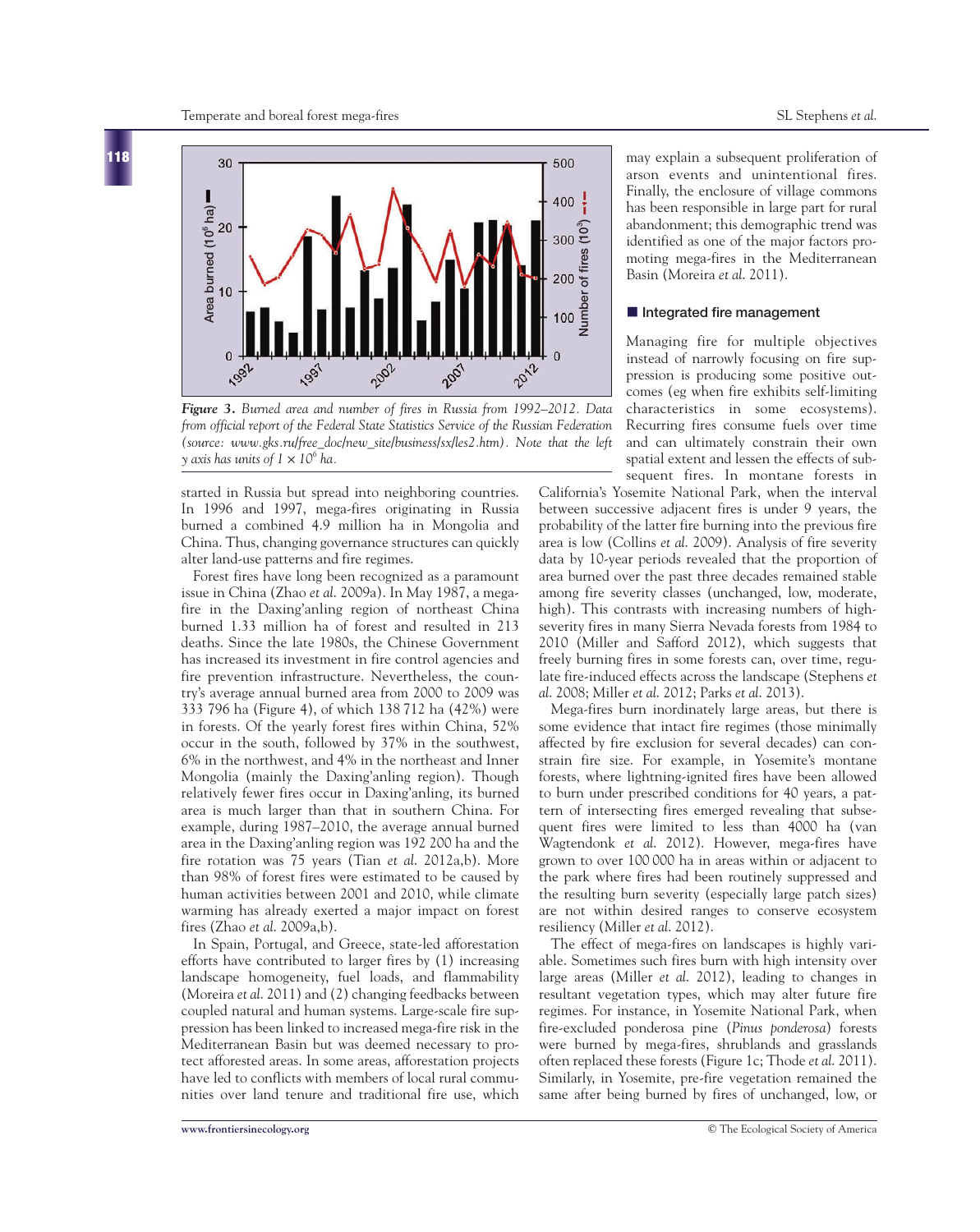*Figure 3. Burned area and number of fires in Russia from 1992–2012. Data from official report of the Federal State Statistics Service of the Russian Federation (source: www.gks.ru/free_doc/new_site/business/sx/les2.htm). Note that the left y axis has units of 1 × $10^6$ ha.*

started in Russia but spread into neighboring countries. In 1996 and 1997, mega-fires originating in Russia burned a combined 4.9 million ha in Mongolia and China. Thus, changing governance structures can quickly alter land-use patterns and fire regimes.

Forest fires have long been recognized as a paramount issue in China (Zhao *et al.* 2009a). In May 1987, a mega-fire in the Daxing'anling region of northeast China burned 1.33 million ha of forest and resulted in 213 deaths. Since the late 1980s, the Chinese Government has increased its investment in fire control agencies and fire prevention infrastructure. Nevertheless, the country's average annual burned area from 2000 to 2009 was 333 796 ha (Figure 4), of which 138 712 ha (42%) were in forests. Of the yearly forest fires within China, 52% occur in the south, followed by 37% in the southwest, 6% in the northwest, and 4% in the northeast and Inner Mongolia (mainly the Daxing'anling region). Though relatively fewer fires occur in Daxing'anling, its burned area is much larger than that in southern China. For example, during 1987–2010, the average annual burned area in the Daxing'anling region was 192 200 ha and the fire rotation was 75 years (Tian *et al.* 2012a,b). More than 98% of forest fires were estimated to be caused by human activities between 2001 and 2010, while climate warming has already exerted a major impact on forest fires (Zhao *et al.* 2009a,b).

In Spain, Portugal, and Greece, state-led afforestation efforts have contributed to larger fires by (1) increasing landscape homogeneity, fuel loads, and flammability (Moreira *et al.* 2011) and (2) changing feedbacks between coupled natural and human systems. Large-scale fire suppression has been linked to increased mega-fire risk in the Mediterranean Basin but was deemed necessary to protect afforested areas. In some areas, afforestation projects have led to conflicts with members of local rural communities over land tenure and traditional fire use, which may explain a subsequent proliferation of arson events and unintentional fires. Finally, the enclosure of village commons has been responsible in large part for rural abandonment; this demographic trend was identified as one of the major factors promoting mega-fires in the Mediterranean Basin (Moreira *et al.* 2011).

## Integrated fire management

Managing fire for multiple objectives instead of narrowly focusing on fire suppression is producing some positive outcomes (eg when fire exhibits self-limiting characteristics in some ecosystems). Recurring fires consume fuels over time and can ultimately constrain their own spatial extent and lessen the effects of subsequent fires. In montane forests in California's Yosemite National Park, when the interval between successive adjacent fires is under 9 years, the probability of the latter fire burning into the previous fire area is low (Collins *et al.* 2009). Analysis of fire severity data by 10-year periods revealed that the proportion of area burned over the past three decades remained stable among fire severity classes (unchanged, low, moderate, high). This contrasts with increasing numbers of high-severity fires in many Sierra Nevada forests from 1984 to 2010 (Miller and Safford 2012), which suggests that freely burning fires in some forests can, over time, regulate fire-induced effects across the landscape (Stephens *et al.* 2008; Miller *et al.* 2012; Parks *et al.* 2013).

Mega-fires burn inordinately large areas, but there is some evidence that intact fire regimes (those minimally affected by fire exclusion for several decades) can constrain fire size. For example, in Yosemite's montane forests, where lightning-ignited fires have been allowed to burn under prescribed conditions for 40 years, a pattern of intersecting fires emerged revealing that subsequent fires were limited to less than 4000 ha (van Wagtendonk *et al.* 2012). However, mega-fires have grown to over 100 000 ha in areas within or adjacent to the park where fires had been routinely suppressed and the resulting burn severity (especially large patch sizes) are not within desired ranges to conserve ecosystem resiliency (Miller *et al.* 2012).

The effect of mega-fires on landscapes is highly variable. Sometimes such fires burn with high intensity over large areas (Miller *et al.* 2012), leading to changes in resultant vegetation types, which may alter future fire regimes. For instance, in Yosemite National Park, when fire-excluded ponderosa pine (*Pinus ponderosa*) forests were burned by mega-fires, shrublands and grasslands often replaced these forests (Figure 1c; Thode *et al.* 2011). Similarly, in Yosemite, pre-fire vegetation remained the same after being burned by fires of unchanged, low, or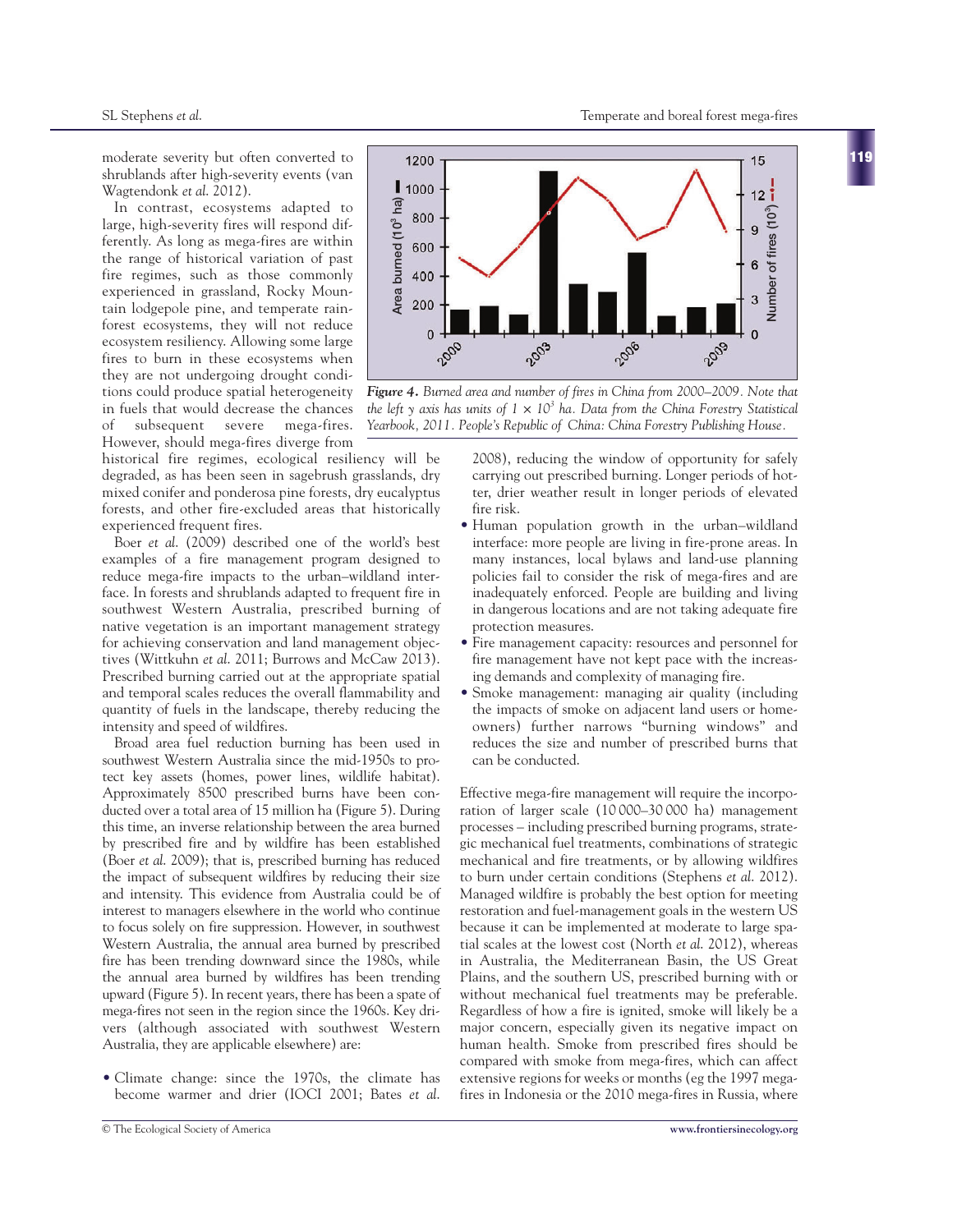moderate severity but often converted to shrublands after high-severity events (van Wagtendonk *et al.* 2012).

In contrast, ecosystems adapted to large, high-severity fires will respond differently. As long as mega-fires are within the range of historical variation of past fire regimes, such as those commonly experienced in grassland, Rocky Mountain lodgepole pine, and temperate rainforest ecosystems, they will not reduce ecosystem resiliency. Allowing some large fires to burn in these ecosystems when they are not undergoing drought conditions could produce spatial heterogeneity in fuels that would decrease the chances of subsequent severe mega-fires. However, should mega-fires diverge from historical fire regimes, ecological resiliency will be degraded, as has been seen in sagebrush grasslands, dry mixed conifer and ponderosa pine forests, dry eucalyptus forests, and other fire-excluded areas that historically experienced frequent fires.

Boer *et al.* (2009) described one of the world's best examples of a fire management program designed to reduce mega-fire impacts to the urban–wildland interface. In forests and shrublands adapted to frequent fire in southwest Western Australia, prescribed burning of native vegetation is an important management strategy for achieving conservation and land management objectives (Wittkuhn *et al.* 2011; Burrows and McCaw 2013). Prescribed burning carried out at the appropriate spatial and temporal scales reduces the overall flammability and quantity of fuels in the landscape, thereby reducing the intensity and speed of wildfires.

Broad area fuel reduction burning has been used in southwest Western Australia since the mid-1950s to protect key assets (homes, power lines, wildlife habitat). Approximately 8500 prescribed burns have been conducted over a total area of 15 million ha (Figure 5). During this time, an inverse relationship between the area burned by prescribed fire and by wildfire has been established (Boer *et al.* 2009); that is, prescribed burning has reduced the impact of subsequent wildfires by reducing their size and intensity. This evidence from Australia could be of interest to managers elsewhere in the world who continue to focus solely on fire suppression. However, in southwest Western Australia, the annual area burned by prescribed fire has been trending downward since the 1980s, while the annual area burned by wildfires has been trending upward (Figure 5). In recent years, there has been a spate of mega-fires not seen in the region since the 1960s. Key drivers (although associated with southwest Western Australia, they are applicable elsewhere) are:

- Climate change: since the 1970s, the climate has become warmer and drier (IOCI 2001; Bates *et al.* 2008), reducing the window of opportunity for safely carrying out prescribed burning. Longer periods of hotter, drier weather result in longer periods of elevated fire risk.
- Human population growth in the urban–wildland interface: more people are living in fire-prone areas. In many instances, local bylaws and land-use planning policies fail to consider the risk of mega-fires and are inadequately enforced. People are building and living in dangerous locations and are not taking adequate fire protection measures.
- Fire management capacity: resources and personnel for fire management have not kept pace with the increasing demands and complexity of managing fire.
- Smoke management: managing air quality (including the impacts of smoke on adjacent land users or homeowners) further narrows "burning windows" and reduces the size and number of prescribed burns that can be conducted.

*Figure 4. Burned area and number of fires in China from 2000–2009. Note that the left y axis has units of $1 \times 10^3$ ha. Data from the China Forestry Statistical Yearbook, 2011. People's Republic of China: China Forestry Publishing House.*

Effective mega-fire management will require the incorporation of larger scale (10 000–30 000 ha) management processes – including prescribed burning programs, strategic mechanical fuel treatments, combinations of strategic mechanical and fire treatments, or by allowing wildfires to burn under certain conditions (Stephens *et al.* 2012). Managed wildfire is probably the best option for meeting restoration and fuel-management goals in the western US because it can be implemented at moderate to large spatial scales at the lowest cost (North *et al.* 2012), whereas in Australia, the Mediterranean Basin, the US Great Plains, and the southern US, prescribed burning with or without mechanical fuel treatments may be preferable. Regardless of how a fire is ignited, smoke will likely be a major concern, especially given its negative impact on human health. Smoke from prescribed fires should be compared with smoke from mega-fires, which can affect extensive regions for weeks or months (eg the 1997 mega-fires in Indonesia or the 2010 mega-fires in Russia, where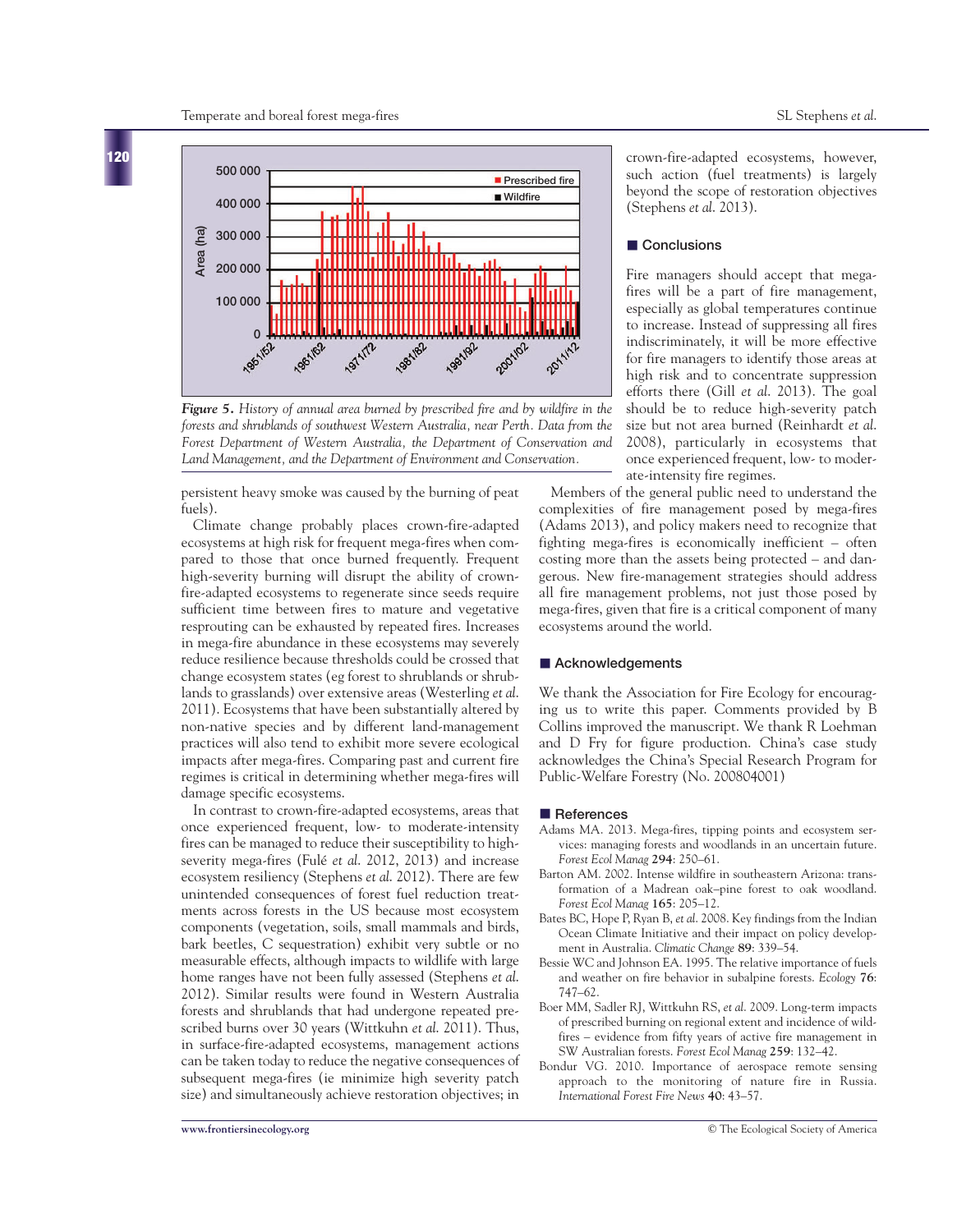*Figure 5. History of annual area burned by prescribed fire and by wildfire in the forests and shrublands of southwest Western Australia, near Perth. Data from the Forest Department of Western Australia, the Department of Conservation and Land Management, and the Department of Environment and Conservation.*

persistent heavy smoke was caused by the burning of peat fuels).

Climate change probably places crown-fire-adapted ecosystems at high risk for frequent mega-fires when compared to those that once burned frequently. Frequent high-severity burning will disrupt the ability of crown-fire-adapted ecosystems to regenerate since seeds require sufficient time between fires to mature and vegetative resprouting can be exhausted by repeated fires. Increases in mega-fire abundance in these ecosystems may severely reduce resilience because thresholds could be crossed that change ecosystem states (eg forest to shrublands or shrublands to grasslands) over extensive areas (Westerling *et al.* 2011). Ecosystems that have been substantially altered by non-native species and by different land-management practices will also tend to exhibit more severe ecological impacts after mega-fires. Comparing past and current fire regimes is critical in determining whether mega-fires will damage specific ecosystems.

In contrast to crown-fire-adapted ecosystems, areas that once experienced frequent, low- to moderate-intensity fires can be managed to reduce their susceptibility to high-severity mega-fires (Fulé *et al.* 2012, 2013) and increase ecosystem resiliency (Stephens *et al.* 2012). There are few unintended consequences of forest fuel reduction treatments across forests in the US because most ecosystem components (vegetation, soils, small mammals and birds, bark beetles, C sequestration) exhibit very subtle or no measurable effects, although impacts to wildlife with large home ranges have not been fully assessed (Stephens *et al.* 2012). Similar results were found in Western Australia forests and shrublands that had undergone repeated prescribed burns over 30 years (Wittkuhn *et al.* 2011). Thus, in surface-fire-adapted ecosystems, management actions can be taken today to reduce the negative consequences of subsequent mega-fires (ie minimize high severity patch size) and simultaneously achieve restoration objectives; in crown-fire-adapted ecosystems, however, such action (fuel treatments) is largely beyond the scope of restoration objectives (Stephens *et al.* 2013).

## Conclusions

Fire managers should accept that mega-fires will be a part of fire management, especially as global temperatures continue to increase. Instead of suppressing all fires indiscriminately, it will be more effective for fire managers to identify those areas at high risk and to concentrate suppression efforts there (Gill *et al.* 2013). The goal should be to reduce high-severity patch size but not area burned (Reinhardt *et al.* 2008), particularly in ecosystems that once experienced frequent, low- to moderate-intensity fire regimes.

Members of the general public need to understand the complexities of fire management posed by mega-fires (Adams 2013), and policy makers need to recognize that fighting mega-fires is economically inefficient – often costing more than the assets being protected – and dangerous. New fire-management strategies should address all fire management problems, not just those posed by mega-fires, given that fire is a critical component of many ecosystems around the world.

## Acknowledgements

We thank the Association for Fire Ecology for encouraging us to write this paper. Comments provided by B Collins improved the manuscript. We thank R Loehman and D Fry for figure production. China's case study acknowledges the China's Special Research Program for Public-Welfare Forestry (No. 200804001)

## References

Adams MA. 2013. Mega-fires, tipping points and ecosystem services: managing forests and woodlands in an uncertain future. *Forest Ecol Manag* **294**: 250–61.

Barton AM. 2002. Intense wildfire in southeastern Arizona: transformation of a Madrean oak–pine forest to oak woodland. *Forest Ecol Manag* **165**: 205–12.

Bates BC, Hope P, Ryan B, *et al.* 2008. Key findings from the Indian Ocean Climate Initiative and their impact on policy development in Australia. *Climatic Change* **89**: 339–54.

Bessie WC and Johnson EA. 1995. The relative importance of fuels and weather on fire behavior in subalpine forests. *Ecology* **76**: 747–62.

Boer MM, Sadler RJ, Wittkuhn RS, *et al.* 2009. Long-term impacts of prescribed burning on regional extent and incidence of wildfires – evidence from fifty years of active fire management in SW Australian forests. *Forest Ecol Manag* **259**: 132–42.

Bondur VG. 2010. Importance of aerospace remote sensing approach to the monitoring of nature fire in Russia. *International Forest Fire News* **40**: 43–57.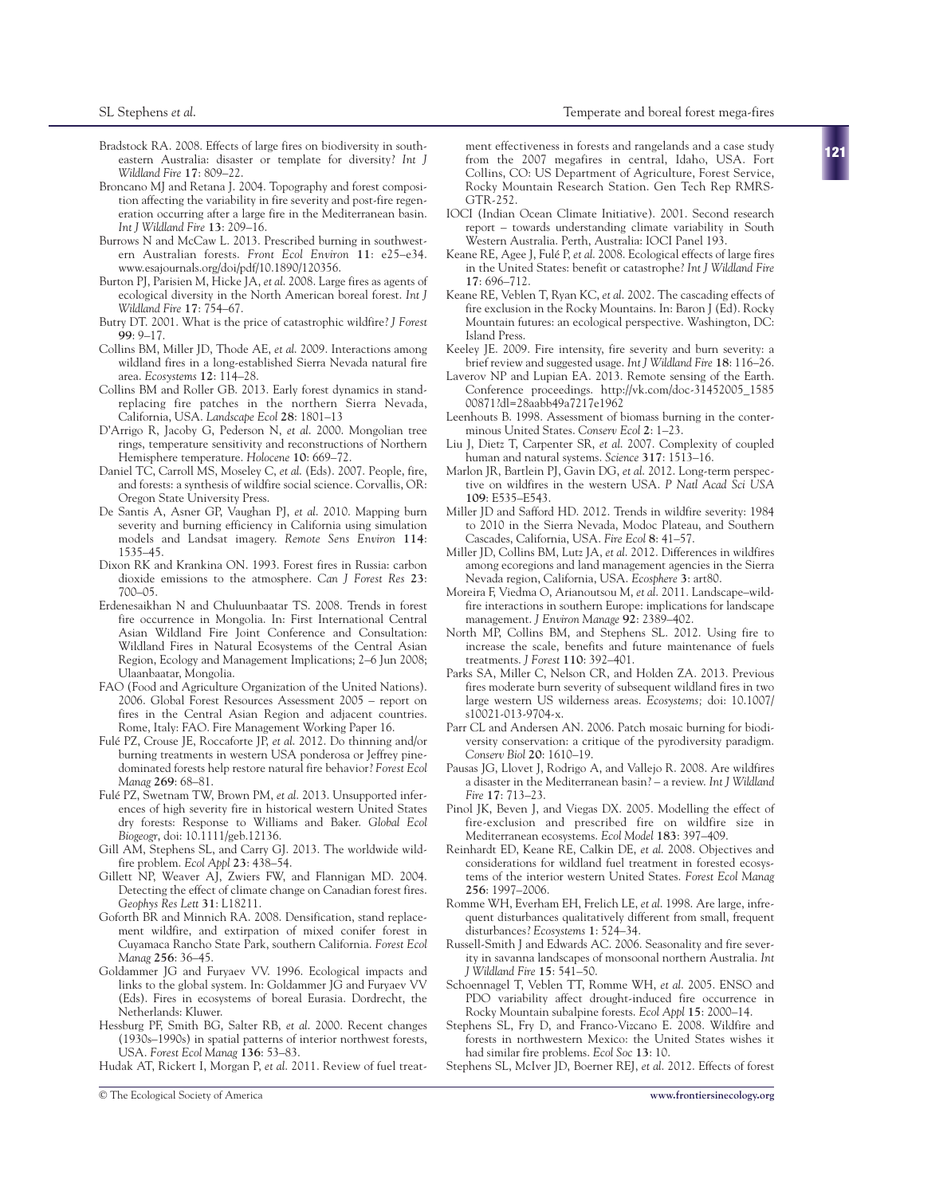Bradstock RA. 2008. Effects of large fires on biodiversity in south-eastern Australia: disaster or template for diversity? *Int J Wildland Fire* **17**: 809–22.

Broncano MJ and Retana J. 2004. Topography and forest composition affecting the variability in fire severity and post-fire regeneration occurring after a large fire in the Mediterranean basin. *Int J Wildland Fire* **13**: 209–16.

Burrows N and McCaw L. 2013. Prescribed burning in southwestern Australian forests. *Front Ecol Environ* **11**: e25–e34. www.esajournals.org/doi/pdf/10.1890/120356.

Burton PJ, Parisien M, Hicke JA, *et al.* 2008. Large fires as agents of ecological diversity in the North American boreal forest. *Int J Wildland Fire* **17**: 754–67.

Butry DT. 2001. What is the price of catastrophic wildfire? *J Forest* **99**: 9–17.

Collins BM, Miller JD, Thode AE, *et al.* 2009. Interactions among wildland fires in a long-established Sierra Nevada natural fire area. *Ecosystems* **12**: 114–28.

Collins BM and Roller GB. 2013. Early forest dynamics in stand-replacing fire patches in the northern Sierra Nevada, California, USA. *Landscape Ecol* **28**: 1801–13

D'Arrigo R, Jacoby G, Pederson N, *et al.* 2000. Mongolian tree rings, temperature sensitivity and reconstructions of Northern Hemisphere temperature. *Holocene* **10**: 669–72.

Daniel TC, Carroll MS, Moseley C, *et al.* (Eds). 2007. People, fire, and forests: a synthesis of wildfire social science. Corvallis, OR: Oregon State University Press.

De Santis A, Asner GP, Vaughan PJ, *et al.* 2010. Mapping burn severity and burning efficiency in California using simulation models and Landsat imagery. *Remote Sens Environ* **114**: 1535–45.

Dixon RK and Krankina ON. 1993. Forest fires in Russia: carbon dioxide emissions to the atmosphere. *Can J Forest Res* **23**: 700–05.

Erdenesaikhan N and Chuluunbaatar TS. 2008. Trends in forest fire occurrence in Mongolia. In: First International Central Asian Wildland Fire Joint Conference and Consultation: Wildland Fires in Natural Ecosystems of the Central Asian Region, Ecology and Management Implications; 2–6 Jun 2008; Ulaanbaatar, Mongolia.

FAO (Food and Agriculture Organization of the United Nations). 2006. Global Forest Resources Assessment 2005 – report on fires in the Central Asian Region and adjacent countries. Rome, Italy: FAO. Fire Management Working Paper 16.

Fulé PZ, Crouse JE, Roccaforte JP, *et al.* 2012. Do thinning and/or burning treatments in western USA ponderosa or Jeffrey pine-dominated forests help restore natural fire behavior? *Forest Ecol Manag* **269**: 68–81.

Fulé PZ, Swetnam TW, Brown PM, *et al.* 2013. Unsupported inferences of high severity fire in historical western United States dry forests: Response to Williams and Baker. *Global Ecol Biogeogr*, doi: 10.1111/geb.12136.

Gill AM, Stephens SL, and Cary GJ. 2013. The worldwide wildfire problem. *Ecol Appl* **23**: 438–54.

Gillett NP, Weaver AJ, Zwiers FW, and Flannigan MD. 2004. Detecting the effect of climate change on Canadian forest fires. *Geophys Res Lett* **31**: L18211.

Goforth BR and Minnich RA. 2008. Densification, stand replacement wildfire, and extirpation of mixed conifer forest in Cuyamaca Rancho State Park, southern California. *Forest Ecol Manag* **256**: 36–45.

Goldammer JG and Furyaev VV. 1996. Ecological impacts and links to the global system. In: Goldammer JG and Furyaev VV (Eds). Fires in ecosystems of boreal Eurasia. Dordrecht, the Netherlands: Kluwer.

Hessburg PF, Smith BG, Salter RB, *et al.* 2000. Recent changes (1930s–1990s) in spatial patterns of interior northwest forests, USA. *Forest Ecol Manag* **136**: 53–83.

Hudak AT, Rickert I, Morgan P, *et al.* 2011. Review of fuel treatment effectiveness in forests and rangelands and a case study from the 2007 megafires in central, Idaho, USA. Fort Collins, CO: US Department of Agriculture, Forest Service, Rocky Mountain Research Station. Gen Tech Rep RMRS-GTR-252.

IOCI (Indian Ocean Climate Initiative). 2001. Second research report – towards understanding climate variability in South Western Australia. Perth, Australia: IOCI Panel 193.

Keane RE, Agee J, Fulé P, *et al.* 2008. Ecological effects of large fires in the United States: benefit or catastrophe? *Int J Wildland Fire* **17**: 696–712.

Keane RE, Veblen T, Ryan KC, *et al.* 2002. The cascading effects of fire exclusion in the Rocky Mountains. In: Baron J (Ed). Rocky Mountain futures: an ecological perspective. Washington, DC: Island Press.

Keeley JE. 2009. Fire intensity, fire severity and burn severity: a brief review and suggested usage. *Int J Wildland Fire* **18**: 116–26.

Laverov NP and Lupian EA. 2013. Remote sensing of the Earth. Conference proceedings. http://vk.com/doc-31452005_158500871?dl=28aabb49a7217e1962

Leenhouts B. 1998. Assessment of biomass burning in the conterminous United States. *Conserv Ecol* **2**: 1–23.

Liu J, Dietz T, Carpenter SR, *et al.* 2007. Complexity of coupled human and natural systems. *Science* **317**: 1513–16.

Marlon JR, Bartlein PJ, Gavin DG, *et al.* 2012. Long-term perspective on wildfires in the western USA. *P Natl Acad Sci USA* **109**: E535–E543.

Miller JD and Safford HD. 2012. Trends in wildfire severity: 1984 to 2010 in the Sierra Nevada, Modoc Plateau, and Southern Cascades, California, USA. *Fire Ecol* **8**: 41–57.

Miller JD, Collins BM, Lutz JA, *et al.* 2012. Differences in wildfires among ecoregions and land management agencies in the Sierra Nevada region, California, USA. *Ecosphere* **3**: art80.

Moreira F, Viedma O, Arianoutsou M, *et al.* 2011. Landscape–wildfire interactions in southern Europe: implications for landscape management. *J Environ Manage* **92**: 2389–402.

North MP, Collins BM, and Stephens SL. 2012. Using fire to increase the scale, benefits and future maintenance of fuels treatments. *J Forest* **110**: 392–401.

Parks SA, Miller C, Nelson CR, and Holden ZA. 2013. Previous fires moderate burn severity of subsequent wildland fires in two large western US wilderness areas. *Ecosystems;* doi: 10.1007/s10021-013-9704-x.

Parr CL and Andersen AN. 2006. Patch mosaic burning for biodiversity conservation: a critique of the pyrodiversity paradigm. *Conserv Biol* **20**: 1610–19.

Pausas JG, Llovet J, Rodrigo A, and Vallejo R. 2008. Are wildfires a disaster in the Mediterranean basin? – a review. *Int J Wildland Fire* **17**: 713–23.

Piñol JK, Beven J, and Viegas DX. 2005. Modelling the effect of fire-exclusion and prescribed fire on wildfire size in Mediterranean ecosystems. *Ecol Model* **183**: 397–409.

Reinhardt ED, Keane RE, Calkin DE, *et al.* 2008. Objectives and considerations for wildland fuel treatment in forested ecosystems of the interior western United States. *Forest Ecol Manag* **256**: 1997–2006.

Romme WH, Everham EH, Frelich LE, *et al.* 1998. Are large, infrequent disturbances qualitatively different from small, frequent disturbances? *Ecosystems* **1**: 524–34.

Russell-Smith J and Edwards AC. 2006. Seasonality and fire severity in savanna landscapes of monsoonal northern Australia. *Int J Wildland Fire* **15**: 541–50.

Schoennagel T, Veblen TT, Romme WH, *et al.* 2005. ENSO and PDO variability affect drought-induced fire occurrence in Rocky Mountain subalpine forests. *Ecol Appl* **15**: 2000–14.

Stephens SL, Fry D, and Franco-Vizcano E. 2008. Wildfire and forests in northwestern Mexico: the United States wishes it had similar fire problems. *Ecol Soc* **13**: 10.

Stephens SL, McIver JD, Boerner REJ, *et al.* 2012. Effects of forest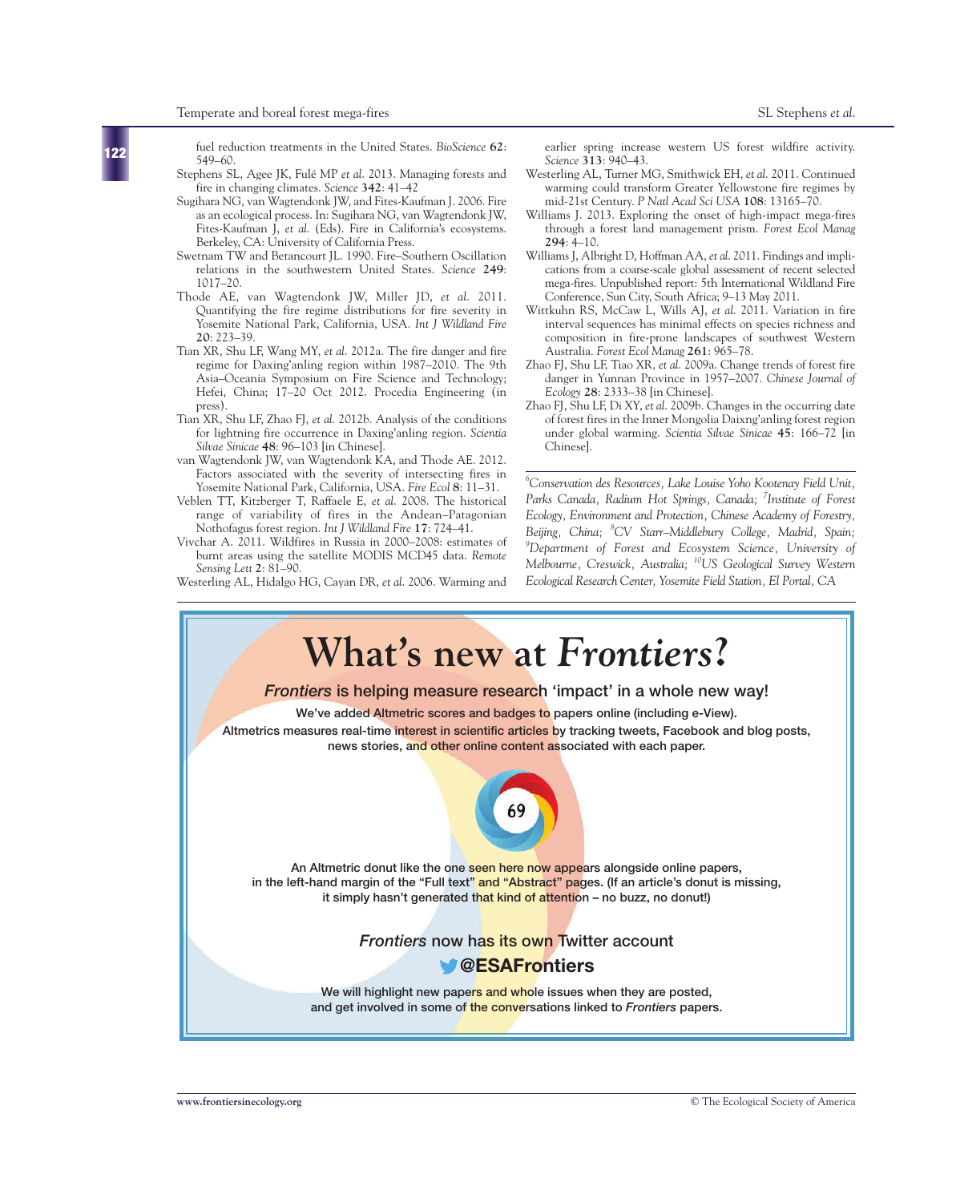fuel reduction treatments in the United States. *BioScience* **62**: 549–60.

Stephens SL, Agee JK, Fulé MP *et al.* 2013. Managing forests and fire in changing climates. *Science* **342**: 41–42

Sugihara NG, van Wagtendonk JW, and Fites-Kaufman J. 2006. Fire as an ecological process. In: Sugihara NG, van Wagtendonk JW, Fites-Kaufman J, *et al.* (Eds). Fire in California's ecosystems. Berkeley, CA: University of California Press.

Swetnam TW and Betancourt JL. 1990. Fire–Southern Oscillation relations in the southwestern United States. *Science* **249**: 1017–20.

Thode AE, van Wagtendonk JW, Miller JD, *et al.* 2011. Quantifying the fire regime distributions for fire severity in Yosemite National Park, California, USA. *Int J Wildland Fire* **20**: 223–39.

Tian XR, Shu LF, Wang MY, *et al.* 2012a. The fire danger and fire regime for Daxing'anling region within 1987–2010. The 9th Asia–Oceania Symposium on Fire Science and Technology; Hefei, China; 17–20 Oct 2012. Procedia Engineering (in press).

Tian XR, Shu LF, Zhao FJ, *et al.* 2012b. Analysis of the conditions for lightning fire occurrence in Daxing'anling region. *Scientia Silvae Sinicae* **48**: 96–103 [in Chinese].

van Wagtendonk JW, van Wagtendonk KA, and Thode AE. 2012. Factors associated with the severity of intersecting fires in Yosemite National Park, California, USA. *Fire Ecol* **8**: 11–31.

Veblen TT, Kitzberger T, Raffaele E, *et al.* 2008. The historical range of variability of fires in the Andean–Patagonian Nothofagus forest region. *Int J Wildland Fire* **17**: 724–41.

Vivchar A. 2011. Wildfires in Russia in 2000–2008: estimates of burnt areas using the satellite MODIS MCD45 data. *Remote Sensing Lett* **2**: 81–90.

Westerling AL, Hidalgo HG, Cayan DR, *et al.* 2006. Warming and earlier spring increase western US forest wildfire activity. *Science* **313**: 940–43.

Westerling AL, Turner MG, Smithwick EH, *et al.* 2011. Continued warming could transform Greater Yellowstone fire regimes by mid-21st Century. *P Natl Acad Sci USA* **108**: 13165–70.

Williams J. 2013. Exploring the onset of high-impact mega-fires through a forest land management prism. *Forest Ecol Manag* **294**: 4–10.

Williams J, Albright D, Hoffman AA, *et al.* 2011. Findings and implications from a coarse-scale global assessment of recent selected mega-fires. Unpublished report: 5th International Wildland Fire Conference, Sun City, South Africa; 9–13 May 2011.

Wittkuhn RS, McCaw L, Wills AJ, *et al.* 2011. Variation in fire interval sequences has minimal effects on species richness and composition in fire-prone landscapes of southwest Western Australia. *Forest Ecol Manag* **261**: 965–78.

Zhao FJ, Shu LF, Tiao XR, *et al.* 2009a. Change trends of forest fire danger in Yunnan Province in 1957–2007. *Chinese Journal of Ecology* **28**: 2333–38 [in Chinese].

Zhao FJ, Shu LF, Di XY, *et al.* 2009b. Changes in the occurring date of forest fires in the Inner Mongolia Daixng'anling forest region under global warming. *Scientia Silvae Sinicae* **45**: 166–72 [in Chinese].

---

[6]*Conservation des Resources, Lake Louise Yoho Kootenay Field Unit, Parks Canada, Radium Hot Springs, Canada;* [7]*Institute of Forest Ecology, Environment and Protection, Chinese Academy of Forestry, Beijing, China;* [8]*CV Starr–Middlebury College, Madrid, Spain;* [9]*Department of Forest and Ecosystem Science, University of Melbourne, Creswick, Australia;* [10]*US Geological Survey Western Ecological Research Center, Yosemite Field Station, El Portal, CA*

---

# What's new at *Frontiers*?

***Frontiers*** **is helping measure research 'impact' in a whole new way!**

**We've added Altmetric scores and badges to papers online (including e-View).**
**Altmetrics measures real-time interest in scientific articles by tracking tweets, Facebook and blog posts, news stories, and other online content associated with each paper.**

69

**An Altmetric donut like the one seen here now appears alongside online papers, in the left-hand margin of the "Full text" and "Abstract" pages. (If an article's donut is missing, it simply hasn't generated that kind of attention – no buzz, no donut!)**

***Frontiers*** **now has its own Twitter account**

**@ESAFrontiers**

**We will highlight new papers and whole issues when they are posted, and get involved in some of the conversations linked to *Frontiers* papers.**